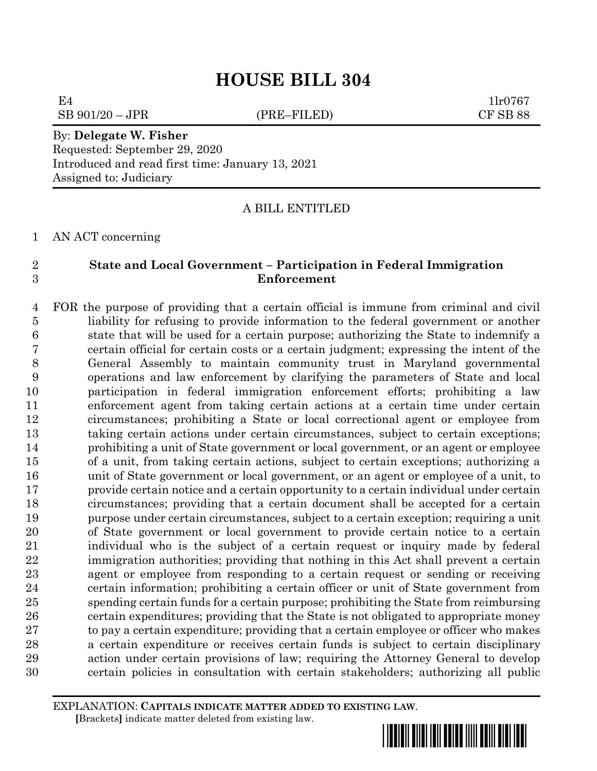# HOUSE BILL 304

E4 1lr0767
SB 901/20 – JPR (PRE–FILED) CF SB 88

By: **Delegate W. Fisher**
Requested: September 29, 2020
Introduced and read first time: January 13, 2021
Assigned to: Judiciary

A BILL ENTITLED

AN ACT concerning

**State and Local Government – Participation in Federal Immigration Enforcement**

FOR the purpose of providing that a certain official is immune from criminal and civil liability for refusing to provide information to the federal government or another state that will be used for a certain purpose; authorizing the State to indemnify a certain official for certain costs or a certain judgment; expressing the intent of the General Assembly to maintain community trust in Maryland governmental operations and law enforcement by clarifying the parameters of State and local participation in federal immigration enforcement efforts; prohibiting a law enforcement agent from taking certain actions at a certain time under certain circumstances; prohibiting a State or local correctional agent or employee from taking certain actions under certain circumstances, subject to certain exceptions; prohibiting a unit of State government or local government, or an agent or employee of a unit, from taking certain actions, subject to certain exceptions; authorizing a unit of State government or local government, or an agent or employee of a unit, to provide certain notice and a certain opportunity to a certain individual under certain circumstances; providing that a certain document shall be accepted for a certain purpose under certain circumstances, subject to a certain exception; requiring a unit of State government or local government to provide certain notice to a certain individual who is the subject of a certain request or inquiry made by federal immigration authorities; providing that nothing in this Act shall prevent a certain agent or employee from responding to a certain request or sending or receiving certain information; prohibiting a certain officer or unit of State government from spending certain funds for a certain purpose; prohibiting the State from reimbursing certain expenditures; providing that the State is not obligated to appropriate money to pay a certain expenditure; providing that a certain employee or officer who makes a certain expenditure or receives certain funds is subject to certain disciplinary action under certain provisions of law; requiring the Attorney General to develop certain policies in consultation with certain stakeholders; authorizing all public

EXPLANATION: **CAPITALS INDICATE MATTER ADDED TO EXISTING LAW**.
[Brackets] indicate matter deleted from existing law.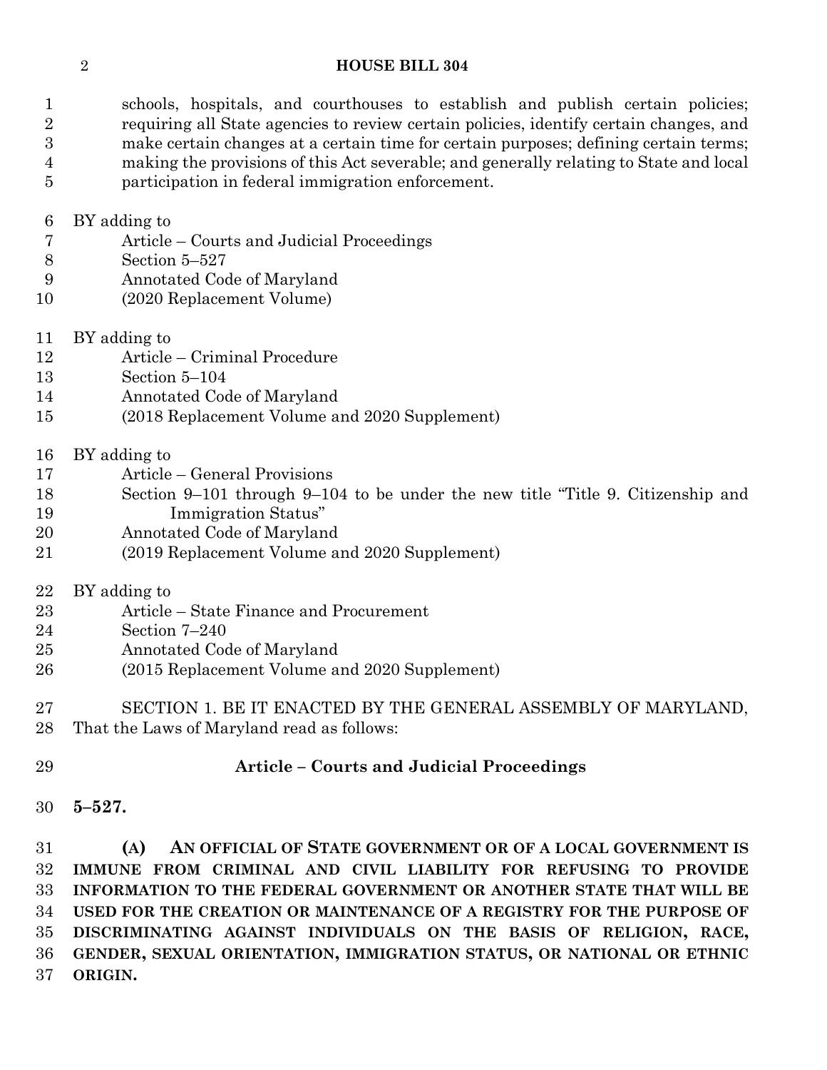schools, hospitals, and courthouses to establish and publish certain policies; requiring all State agencies to review certain policies, identify certain changes, and make certain changes at a certain time for certain purposes; defining certain terms; making the provisions of this Act severable; and generally relating to State and local participation in federal immigration enforcement.

BY adding to
Article – Courts and Judicial Proceedings
Section 5–527
Annotated Code of Maryland
(2020 Replacement Volume)

BY adding to
Article – Criminal Procedure
Section 5–104
Annotated Code of Maryland
(2018 Replacement Volume and 2020 Supplement)

BY adding to
Article – General Provisions
Section 9–101 through 9–104 to be under the new title "Title 9. Citizenship and Immigration Status"
Annotated Code of Maryland
(2019 Replacement Volume and 2020 Supplement)

BY adding to
Article – State Finance and Procurement
Section 7–240
Annotated Code of Maryland
(2015 Replacement Volume and 2020 Supplement)

SECTION 1. BE IT ENACTED BY THE GENERAL ASSEMBLY OF MARYLAND, That the Laws of Maryland read as follows:

**Article – Courts and Judicial Proceedings**

**5–527.**

**(A) AN OFFICIAL OF STATE GOVERNMENT OR OF A LOCAL GOVERNMENT IS IMMUNE FROM CRIMINAL AND CIVIL LIABILITY FOR REFUSING TO PROVIDE INFORMATION TO THE FEDERAL GOVERNMENT OR ANOTHER STATE THAT WILL BE USED FOR THE CREATION OR MAINTENANCE OF A REGISTRY FOR THE PURPOSE OF DISCRIMINATING AGAINST INDIVIDUALS ON THE BASIS OF RELIGION, RACE, GENDER, SEXUAL ORIENTATION, IMMIGRATION STATUS, OR NATIONAL OR ETHNIC ORIGIN.**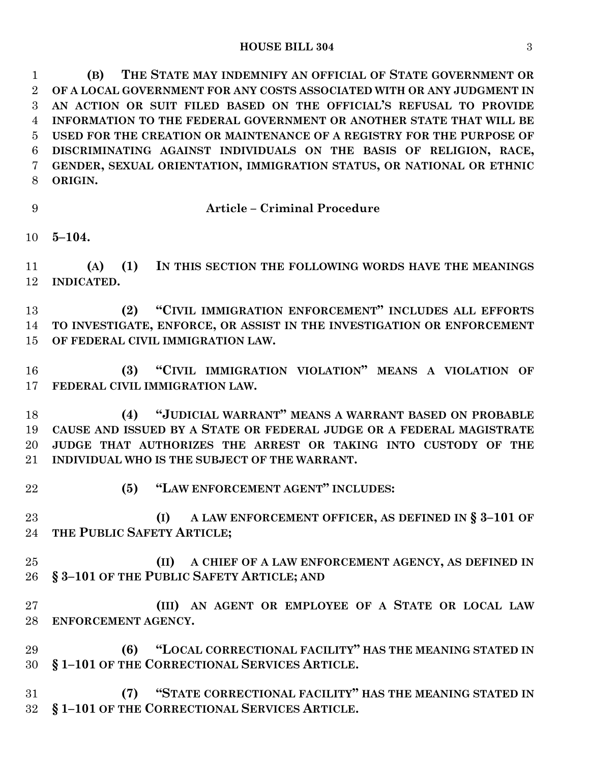**(B) THE STATE MAY INDEMNIFY AN OFFICIAL OF STATE GOVERNMENT OR OF A LOCAL GOVERNMENT FOR ANY COSTS ASSOCIATED WITH OR ANY JUDGMENT IN AN ACTION OR SUIT FILED BASED ON THE OFFICIAL'S REFUSAL TO PROVIDE INFORMATION TO THE FEDERAL GOVERNMENT OR ANOTHER STATE THAT WILL BE USED FOR THE CREATION OR MAINTENANCE OF A REGISTRY FOR THE PURPOSE OF DISCRIMINATING AGAINST INDIVIDUALS ON THE BASIS OF RELIGION, RACE, GENDER, SEXUAL ORIENTATION, IMMIGRATION STATUS, OR NATIONAL OR ETHNIC ORIGIN.**

**Article – Criminal Procedure**

**5–104.**

**(A) (1) IN THIS SECTION THE FOLLOWING WORDS HAVE THE MEANINGS INDICATED.**

**(2) "CIVIL IMMIGRATION ENFORCEMENT" INCLUDES ALL EFFORTS TO INVESTIGATE, ENFORCE, OR ASSIST IN THE INVESTIGATION OR ENFORCEMENT OF FEDERAL CIVIL IMMIGRATION LAW.**

**(3) "CIVIL IMMIGRATION VIOLATION" MEANS A VIOLATION OF FEDERAL CIVIL IMMIGRATION LAW.**

**(4) "JUDICIAL WARRANT" MEANS A WARRANT BASED ON PROBABLE CAUSE AND ISSUED BY A STATE OR FEDERAL JUDGE OR A FEDERAL MAGISTRATE JUDGE THAT AUTHORIZES THE ARREST OR TAKING INTO CUSTODY OF THE INDIVIDUAL WHO IS THE SUBJECT OF THE WARRANT.**

**(5) "LAW ENFORCEMENT AGENT" INCLUDES:**

**(I) A LAW ENFORCEMENT OFFICER, AS DEFINED IN § 3–101 OF THE PUBLIC SAFETY ARTICLE;**

**(II) A CHIEF OF A LAW ENFORCEMENT AGENCY, AS DEFINED IN § 3–101 OF THE PUBLIC SAFETY ARTICLE; AND**

**(III) AN AGENT OR EMPLOYEE OF A STATE OR LOCAL LAW ENFORCEMENT AGENCY.**

**(6) "LOCAL CORRECTIONAL FACILITY" HAS THE MEANING STATED IN § 1–101 OF THE CORRECTIONAL SERVICES ARTICLE.**

**(7) "STATE CORRECTIONAL FACILITY" HAS THE MEANING STATED IN § 1–101 OF THE CORRECTIONAL SERVICES ARTICLE.**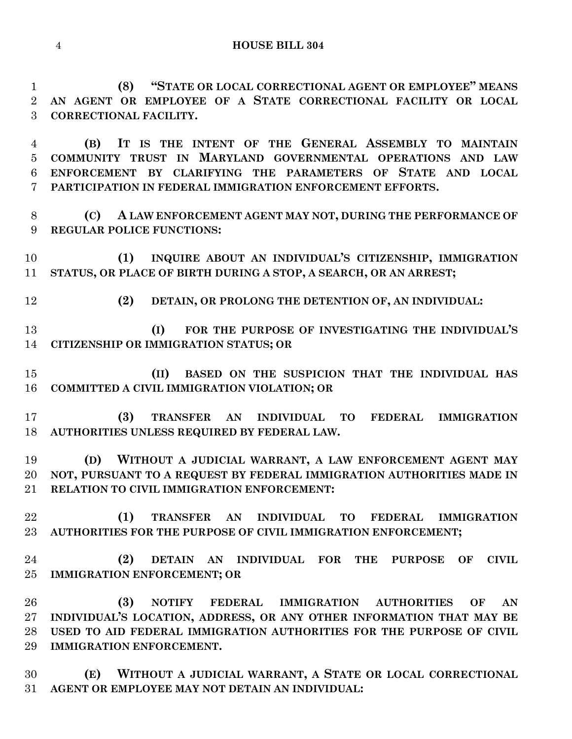**(8) "STATE OR LOCAL CORRECTIONAL AGENT OR EMPLOYEE" MEANS AN AGENT OR EMPLOYEE OF A STATE CORRECTIONAL FACILITY OR LOCAL CORRECTIONAL FACILITY.**

**(B) IT IS THE INTENT OF THE GENERAL ASSEMBLY TO MAINTAIN COMMUNITY TRUST IN MARYLAND GOVERNMENTAL OPERATIONS AND LAW ENFORCEMENT BY CLARIFYING THE PARAMETERS OF STATE AND LOCAL PARTICIPATION IN FEDERAL IMMIGRATION ENFORCEMENT EFFORTS.**

**(C) A LAW ENFORCEMENT AGENT MAY NOT, DURING THE PERFORMANCE OF REGULAR POLICE FUNCTIONS:**

**(1) INQUIRE ABOUT AN INDIVIDUAL'S CITIZENSHIP, IMMIGRATION STATUS, OR PLACE OF BIRTH DURING A STOP, A SEARCH, OR AN ARREST;**

**(2) DETAIN, OR PROLONG THE DETENTION OF, AN INDIVIDUAL:**

**(I) FOR THE PURPOSE OF INVESTIGATING THE INDIVIDUAL'S CITIZENSHIP OR IMMIGRATION STATUS; OR**

**(II) BASED ON THE SUSPICION THAT THE INDIVIDUAL HAS COMMITTED A CIVIL IMMIGRATION VIOLATION; OR**

**(3) TRANSFER AN INDIVIDUAL TO FEDERAL IMMIGRATION AUTHORITIES UNLESS REQUIRED BY FEDERAL LAW.**

**(D) WITHOUT A JUDICIAL WARRANT, A LAW ENFORCEMENT AGENT MAY NOT, PURSUANT TO A REQUEST BY FEDERAL IMMIGRATION AUTHORITIES MADE IN RELATION TO CIVIL IMMIGRATION ENFORCEMENT:**

**(1) TRANSFER AN INDIVIDUAL TO FEDERAL IMMIGRATION AUTHORITIES FOR THE PURPOSE OF CIVIL IMMIGRATION ENFORCEMENT;**

**(2) DETAIN AN INDIVIDUAL FOR THE PURPOSE OF CIVIL IMMIGRATION ENFORCEMENT; OR**

**(3) NOTIFY FEDERAL IMMIGRATION AUTHORITIES OF AN INDIVIDUAL'S LOCATION, ADDRESS, OR ANY OTHER INFORMATION THAT MAY BE USED TO AID FEDERAL IMMIGRATION AUTHORITIES FOR THE PURPOSE OF CIVIL IMMIGRATION ENFORCEMENT.**

**(E) WITHOUT A JUDICIAL WARRANT, A STATE OR LOCAL CORRECTIONAL AGENT OR EMPLOYEE MAY NOT DETAIN AN INDIVIDUAL:**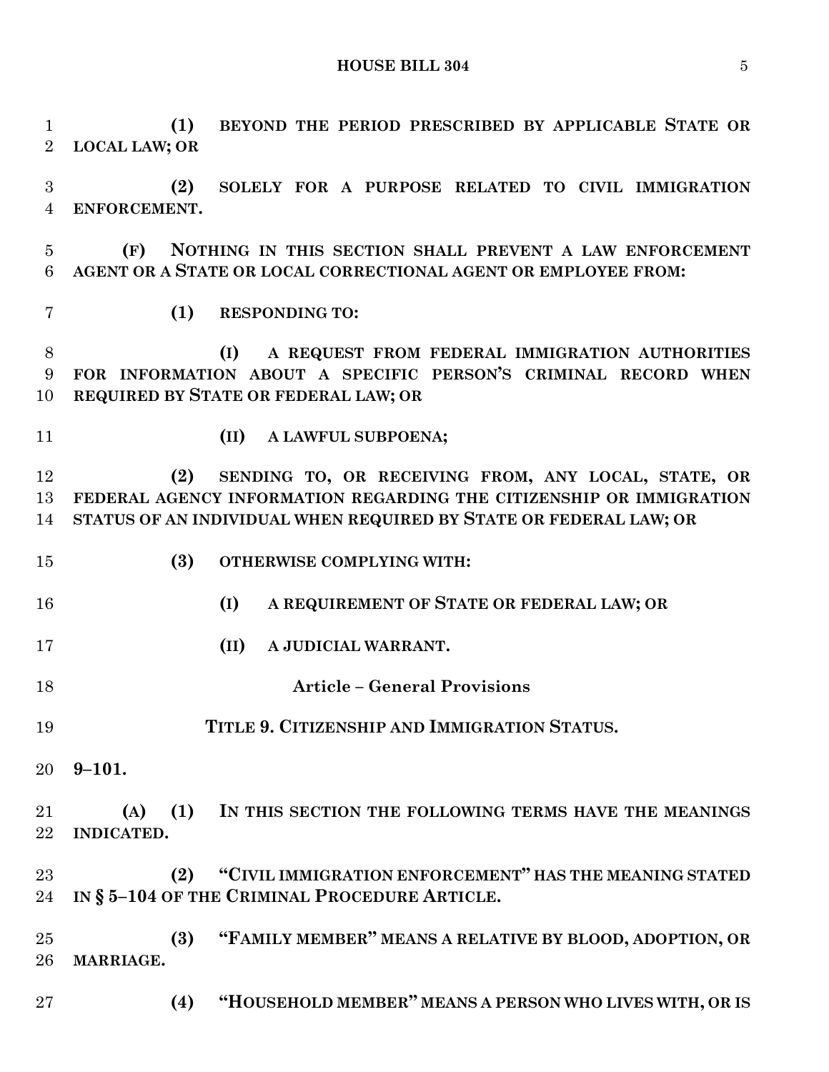**(1) BEYOND THE PERIOD PRESCRIBED BY APPLICABLE STATE OR LOCAL LAW; OR**

**(2) SOLELY FOR A PURPOSE RELATED TO CIVIL IMMIGRATION ENFORCEMENT.**

**(F) NOTHING IN THIS SECTION SHALL PREVENT A LAW ENFORCEMENT AGENT OR A STATE OR LOCAL CORRECTIONAL AGENT OR EMPLOYEE FROM:**

**(1) RESPONDING TO:**

**(I) A REQUEST FROM FEDERAL IMMIGRATION AUTHORITIES FOR INFORMATION ABOUT A SPECIFIC PERSON'S CRIMINAL RECORD WHEN REQUIRED BY STATE OR FEDERAL LAW; OR**

**(II) A LAWFUL SUBPOENA;**

**(2) SENDING TO, OR RECEIVING FROM, ANY LOCAL, STATE, OR FEDERAL AGENCY INFORMATION REGARDING THE CITIZENSHIP OR IMMIGRATION STATUS OF AN INDIVIDUAL WHEN REQUIRED BY STATE OR FEDERAL LAW; OR**

**(3) OTHERWISE COMPLYING WITH:**

**(I) A REQUIREMENT OF STATE OR FEDERAL LAW; OR**

**(II) A JUDICIAL WARRANT.**

**Article – General Provisions**

**TITLE 9. CITIZENSHIP AND IMMIGRATION STATUS.**

**9–101.**

**(A) (1) IN THIS SECTION THE FOLLOWING TERMS HAVE THE MEANINGS INDICATED.**

**(2) "CIVIL IMMIGRATION ENFORCEMENT" HAS THE MEANING STATED IN § 5–104 OF THE CRIMINAL PROCEDURE ARTICLE.**

**(3) "FAMILY MEMBER" MEANS A RELATIVE BY BLOOD, ADOPTION, OR MARRIAGE.**

**(4) "HOUSEHOLD MEMBER" MEANS A PERSON WHO LIVES WITH, OR IS**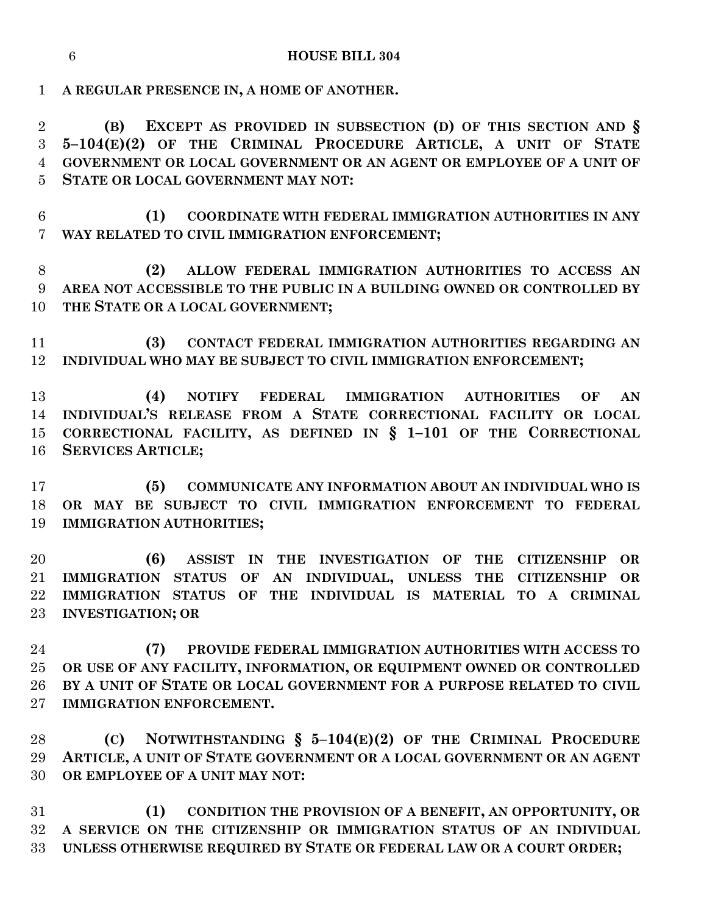**A REGULAR PRESENCE IN, A HOME OF ANOTHER.**

**(B) EXCEPT AS PROVIDED IN SUBSECTION (D) OF THIS SECTION AND § 5–104(E)(2) OF THE CRIMINAL PROCEDURE ARTICLE, A UNIT OF STATE GOVERNMENT OR LOCAL GOVERNMENT OR AN AGENT OR EMPLOYEE OF A UNIT OF STATE OR LOCAL GOVERNMENT MAY NOT:**

**(1) COORDINATE WITH FEDERAL IMMIGRATION AUTHORITIES IN ANY WAY RELATED TO CIVIL IMMIGRATION ENFORCEMENT;**

**(2) ALLOW FEDERAL IMMIGRATION AUTHORITIES TO ACCESS AN AREA NOT ACCESSIBLE TO THE PUBLIC IN A BUILDING OWNED OR CONTROLLED BY THE STATE OR A LOCAL GOVERNMENT;**

**(3) CONTACT FEDERAL IMMIGRATION AUTHORITIES REGARDING AN INDIVIDUAL WHO MAY BE SUBJECT TO CIVIL IMMIGRATION ENFORCEMENT;**

**(4) NOTIFY FEDERAL IMMIGRATION AUTHORITIES OF AN INDIVIDUAL'S RELEASE FROM A STATE CORRECTIONAL FACILITY OR LOCAL CORRECTIONAL FACILITY, AS DEFINED IN § 1–101 OF THE CORRECTIONAL SERVICES ARTICLE;**

**(5) COMMUNICATE ANY INFORMATION ABOUT AN INDIVIDUAL WHO IS OR MAY BE SUBJECT TO CIVIL IMMIGRATION ENFORCEMENT TO FEDERAL IMMIGRATION AUTHORITIES;**

**(6) ASSIST IN THE INVESTIGATION OF THE CITIZENSHIP OR IMMIGRATION STATUS OF AN INDIVIDUAL, UNLESS THE CITIZENSHIP OR IMMIGRATION STATUS OF THE INDIVIDUAL IS MATERIAL TO A CRIMINAL INVESTIGATION; OR**

**(7) PROVIDE FEDERAL IMMIGRATION AUTHORITIES WITH ACCESS TO OR USE OF ANY FACILITY, INFORMATION, OR EQUIPMENT OWNED OR CONTROLLED BY A UNIT OF STATE OR LOCAL GOVERNMENT FOR A PURPOSE RELATED TO CIVIL IMMIGRATION ENFORCEMENT.**

**(C) NOTWITHSTANDING § 5–104(E)(2) OF THE CRIMINAL PROCEDURE ARTICLE, A UNIT OF STATE GOVERNMENT OR A LOCAL GOVERNMENT OR AN AGENT OR EMPLOYEE OF A UNIT MAY NOT:**

**(1) CONDITION THE PROVISION OF A BENEFIT, AN OPPORTUNITY, OR A SERVICE ON THE CITIZENSHIP OR IMMIGRATION STATUS OF AN INDIVIDUAL UNLESS OTHERWISE REQUIRED BY STATE OR FEDERAL LAW OR A COURT ORDER;**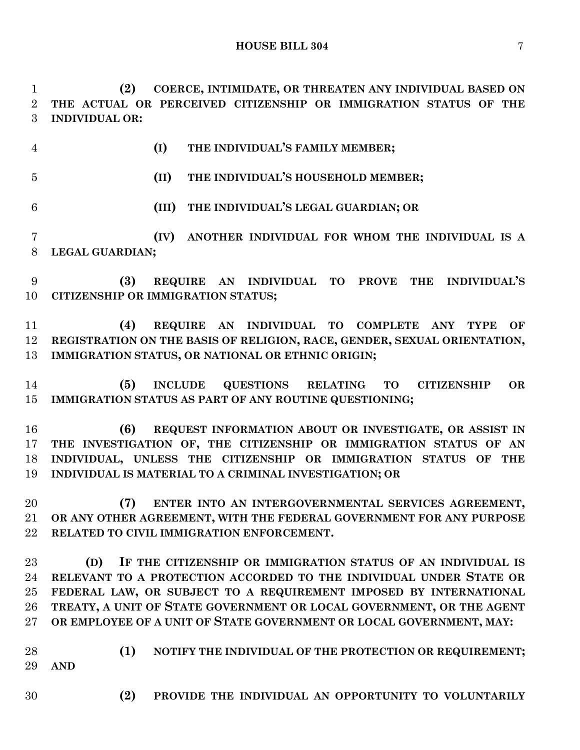**(2) COERCE, INTIMIDATE, OR THREATEN ANY INDIVIDUAL BASED ON THE ACTUAL OR PERCEIVED CITIZENSHIP OR IMMIGRATION STATUS OF THE INDIVIDUAL OR:**

**(I) THE INDIVIDUAL'S FAMILY MEMBER;**

**(II) THE INDIVIDUAL'S HOUSEHOLD MEMBER;**

**(III) THE INDIVIDUAL'S LEGAL GUARDIAN; OR**

**(IV) ANOTHER INDIVIDUAL FOR WHOM THE INDIVIDUAL IS A LEGAL GUARDIAN;**

**(3) REQUIRE AN INDIVIDUAL TO PROVE THE INDIVIDUAL'S CITIZENSHIP OR IMMIGRATION STATUS;**

**(4) REQUIRE AN INDIVIDUAL TO COMPLETE ANY TYPE OF REGISTRATION ON THE BASIS OF RELIGION, RACE, GENDER, SEXUAL ORIENTATION, IMMIGRATION STATUS, OR NATIONAL OR ETHNIC ORIGIN;**

**(5) INCLUDE QUESTIONS RELATING TO CITIZENSHIP OR IMMIGRATION STATUS AS PART OF ANY ROUTINE QUESTIONING;**

**(6) REQUEST INFORMATION ABOUT OR INVESTIGATE, OR ASSIST IN THE INVESTIGATION OF, THE CITIZENSHIP OR IMMIGRATION STATUS OF AN INDIVIDUAL, UNLESS THE CITIZENSHIP OR IMMIGRATION STATUS OF THE INDIVIDUAL IS MATERIAL TO A CRIMINAL INVESTIGATION; OR**

**(7) ENTER INTO AN INTERGOVERNMENTAL SERVICES AGREEMENT, OR ANY OTHER AGREEMENT, WITH THE FEDERAL GOVERNMENT FOR ANY PURPOSE RELATED TO CIVIL IMMIGRATION ENFORCEMENT.**

**(D) IF THE CITIZENSHIP OR IMMIGRATION STATUS OF AN INDIVIDUAL IS RELEVANT TO A PROTECTION ACCORDED TO THE INDIVIDUAL UNDER STATE OR FEDERAL LAW, OR SUBJECT TO A REQUIREMENT IMPOSED BY INTERNATIONAL TREATY, A UNIT OF STATE GOVERNMENT OR LOCAL GOVERNMENT, OR THE AGENT OR EMPLOYEE OF A UNIT OF STATE GOVERNMENT OR LOCAL GOVERNMENT, MAY:**

**(1) NOTIFY THE INDIVIDUAL OF THE PROTECTION OR REQUIREMENT; AND**

**(2) PROVIDE THE INDIVIDUAL AN OPPORTUNITY TO VOLUNTARILY**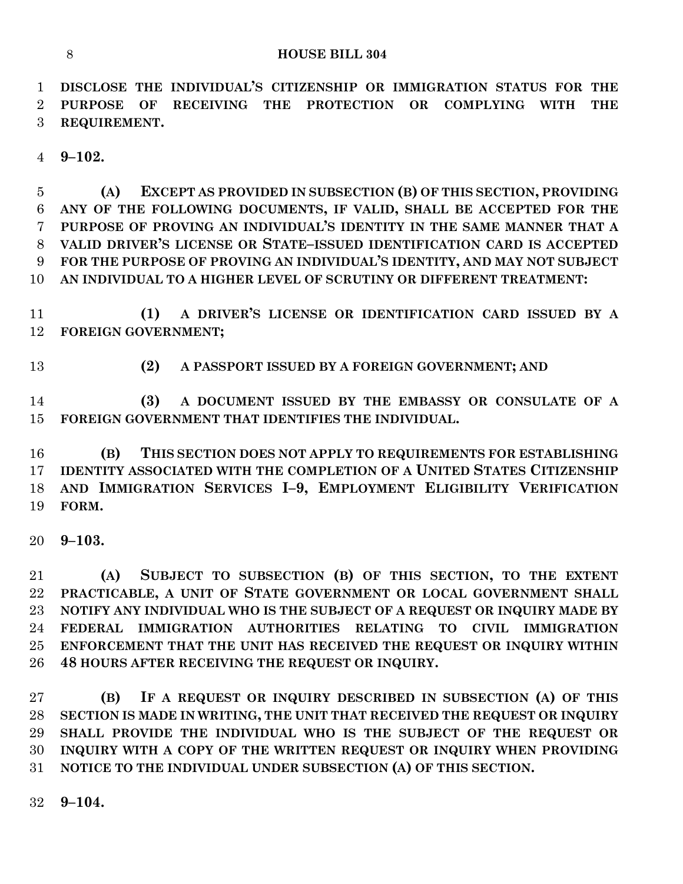**DISCLOSE THE INDIVIDUAL'S CITIZENSHIP OR IMMIGRATION STATUS FOR THE PURPOSE OF RECEIVING THE PROTECTION OR COMPLYING WITH THE REQUIREMENT.**

**9–102.**

**(A) EXCEPT AS PROVIDED IN SUBSECTION (B) OF THIS SECTION, PROVIDING ANY OF THE FOLLOWING DOCUMENTS, IF VALID, SHALL BE ACCEPTED FOR THE PURPOSE OF PROVING AN INDIVIDUAL'S IDENTITY IN THE SAME MANNER THAT A VALID DRIVER'S LICENSE OR STATE–ISSUED IDENTIFICATION CARD IS ACCEPTED FOR THE PURPOSE OF PROVING AN INDIVIDUAL'S IDENTITY, AND MAY NOT SUBJECT AN INDIVIDUAL TO A HIGHER LEVEL OF SCRUTINY OR DIFFERENT TREATMENT:**

**(1) A DRIVER'S LICENSE OR IDENTIFICATION CARD ISSUED BY A FOREIGN GOVERNMENT;**

**(2) A PASSPORT ISSUED BY A FOREIGN GOVERNMENT; AND**

**(3) A DOCUMENT ISSUED BY THE EMBASSY OR CONSULATE OF A FOREIGN GOVERNMENT THAT IDENTIFIES THE INDIVIDUAL.**

**(B) THIS SECTION DOES NOT APPLY TO REQUIREMENTS FOR ESTABLISHING IDENTITY ASSOCIATED WITH THE COMPLETION OF A UNITED STATES CITIZENSHIP AND IMMIGRATION SERVICES I–9, EMPLOYMENT ELIGIBILITY VERIFICATION FORM.**

**9–103.**

**(A) SUBJECT TO SUBSECTION (B) OF THIS SECTION, TO THE EXTENT PRACTICABLE, A UNIT OF STATE GOVERNMENT OR LOCAL GOVERNMENT SHALL NOTIFY ANY INDIVIDUAL WHO IS THE SUBJECT OF A REQUEST OR INQUIRY MADE BY FEDERAL IMMIGRATION AUTHORITIES RELATING TO CIVIL IMMIGRATION ENFORCEMENT THAT THE UNIT HAS RECEIVED THE REQUEST OR INQUIRY WITHIN 48 HOURS AFTER RECEIVING THE REQUEST OR INQUIRY.**

**(B) IF A REQUEST OR INQUIRY DESCRIBED IN SUBSECTION (A) OF THIS SECTION IS MADE IN WRITING, THE UNIT THAT RECEIVED THE REQUEST OR INQUIRY SHALL PROVIDE THE INDIVIDUAL WHO IS THE SUBJECT OF THE REQUEST OR INQUIRY WITH A COPY OF THE WRITTEN REQUEST OR INQUIRY WHEN PROVIDING NOTICE TO THE INDIVIDUAL UNDER SUBSECTION (A) OF THIS SECTION.**

**9–104.**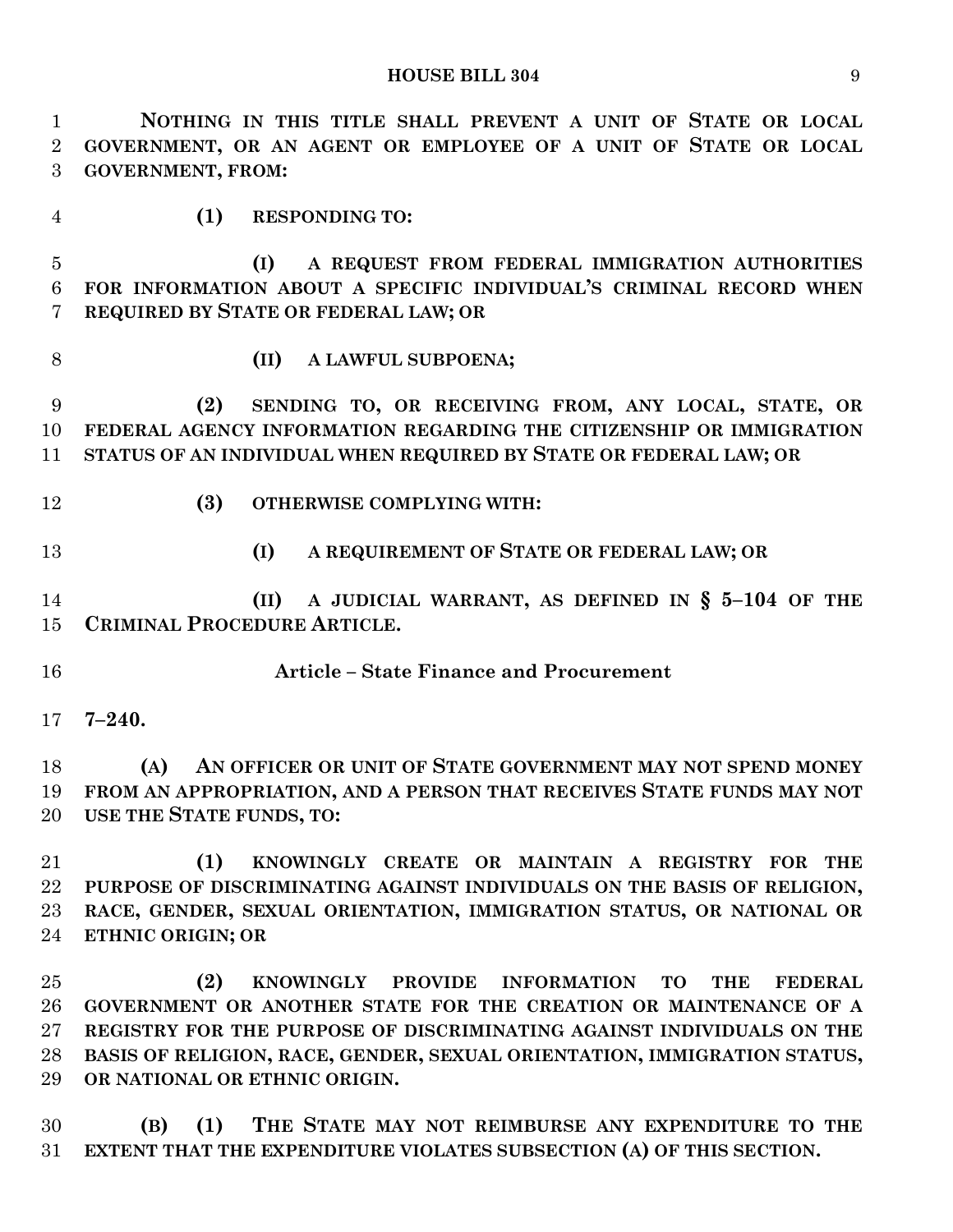**NOTHING IN THIS TITLE SHALL PREVENT A UNIT OF STATE OR LOCAL GOVERNMENT, OR AN AGENT OR EMPLOYEE OF A UNIT OF STATE OR LOCAL GOVERNMENT, FROM:**

**(1) RESPONDING TO:**

**(I) A REQUEST FROM FEDERAL IMMIGRATION AUTHORITIES FOR INFORMATION ABOUT A SPECIFIC INDIVIDUAL'S CRIMINAL RECORD WHEN REQUIRED BY STATE OR FEDERAL LAW; OR**

**(II) A LAWFUL SUBPOENA;**

**(2) SENDING TO, OR RECEIVING FROM, ANY LOCAL, STATE, OR FEDERAL AGENCY INFORMATION REGARDING THE CITIZENSHIP OR IMMIGRATION STATUS OF AN INDIVIDUAL WHEN REQUIRED BY STATE OR FEDERAL LAW; OR**

**(3) OTHERWISE COMPLYING WITH:**

**(I) A REQUIREMENT OF STATE OR FEDERAL LAW; OR**

**(II) A JUDICIAL WARRANT, AS DEFINED IN § 5–104 OF THE CRIMINAL PROCEDURE ARTICLE.**

**Article – State Finance and Procurement**

**7–240.**

**(A) AN OFFICER OR UNIT OF STATE GOVERNMENT MAY NOT SPEND MONEY FROM AN APPROPRIATION, AND A PERSON THAT RECEIVES STATE FUNDS MAY NOT USE THE STATE FUNDS, TO:**

**(1) KNOWINGLY CREATE OR MAINTAIN A REGISTRY FOR THE PURPOSE OF DISCRIMINATING AGAINST INDIVIDUALS ON THE BASIS OF RELIGION, RACE, GENDER, SEXUAL ORIENTATION, IMMIGRATION STATUS, OR NATIONAL OR ETHNIC ORIGIN; OR**

**(2) KNOWINGLY PROVIDE INFORMATION TO THE FEDERAL GOVERNMENT OR ANOTHER STATE FOR THE CREATION OR MAINTENANCE OF A REGISTRY FOR THE PURPOSE OF DISCRIMINATING AGAINST INDIVIDUALS ON THE BASIS OF RELIGION, RACE, GENDER, SEXUAL ORIENTATION, IMMIGRATION STATUS, OR NATIONAL OR ETHNIC ORIGIN.**

**(B) (1) THE STATE MAY NOT REIMBURSE ANY EXPENDITURE TO THE EXTENT THAT THE EXPENDITURE VIOLATES SUBSECTION (A) OF THIS SECTION.**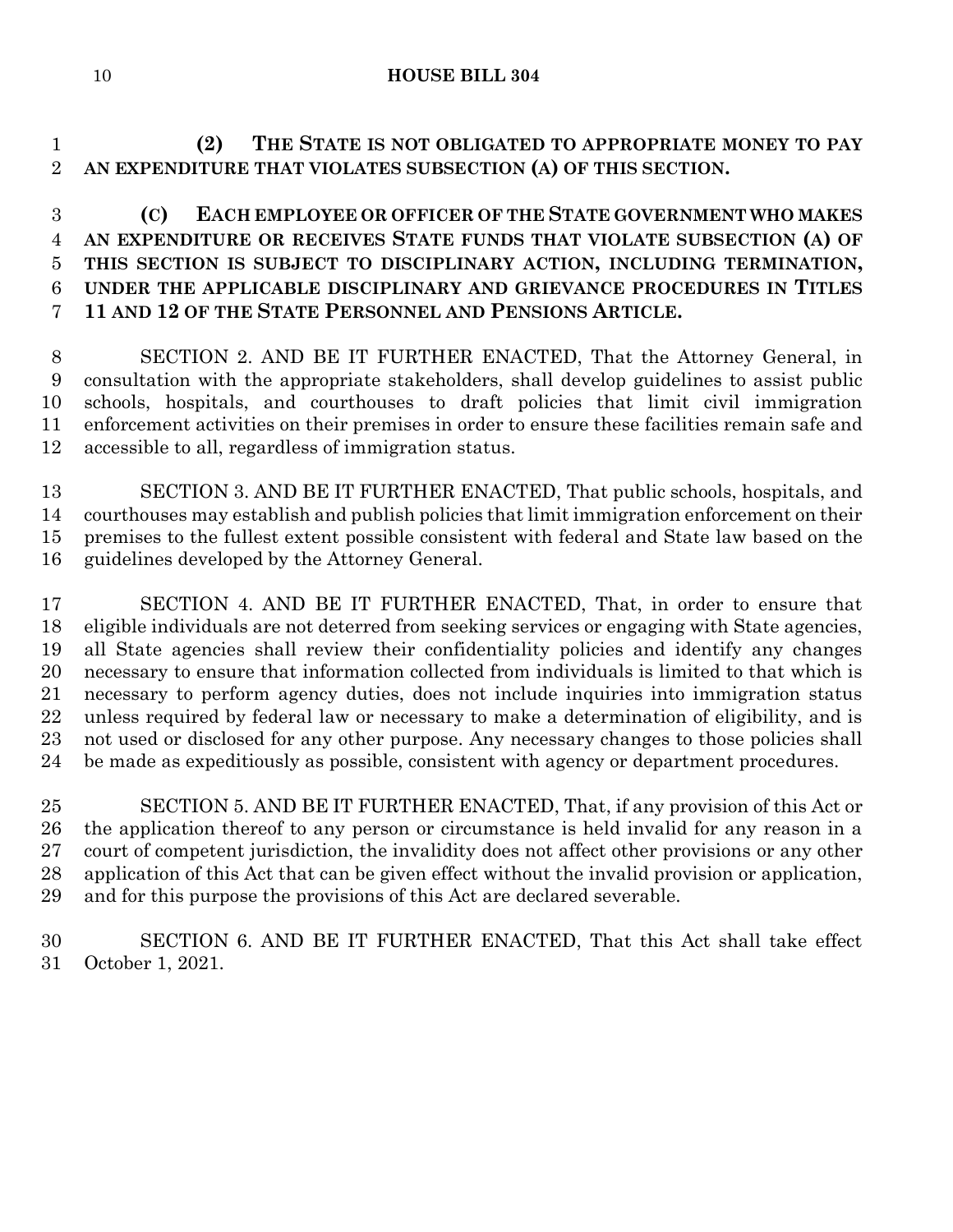**(2) THE STATE IS NOT OBLIGATED TO APPROPRIATE MONEY TO PAY AN EXPENDITURE THAT VIOLATES SUBSECTION (A) OF THIS SECTION.**

**(C) EACH EMPLOYEE OR OFFICER OF THE STATE GOVERNMENT WHO MAKES AN EXPENDITURE OR RECEIVES STATE FUNDS THAT VIOLATE SUBSECTION (A) OF THIS SECTION IS SUBJECT TO DISCIPLINARY ACTION, INCLUDING TERMINATION, UNDER THE APPLICABLE DISCIPLINARY AND GRIEVANCE PROCEDURES IN TITLES 11 AND 12 OF THE STATE PERSONNEL AND PENSIONS ARTICLE.**

SECTION 2. AND BE IT FURTHER ENACTED, That the Attorney General, in consultation with the appropriate stakeholders, shall develop guidelines to assist public schools, hospitals, and courthouses to draft policies that limit civil immigration enforcement activities on their premises in order to ensure these facilities remain safe and accessible to all, regardless of immigration status.

SECTION 3. AND BE IT FURTHER ENACTED, That public schools, hospitals, and courthouses may establish and publish policies that limit immigration enforcement on their premises to the fullest extent possible consistent with federal and State law based on the guidelines developed by the Attorney General.

SECTION 4. AND BE IT FURTHER ENACTED, That, in order to ensure that eligible individuals are not deterred from seeking services or engaging with State agencies, all State agencies shall review their confidentiality policies and identify any changes necessary to ensure that information collected from individuals is limited to that which is necessary to perform agency duties, does not include inquiries into immigration status unless required by federal law or necessary to make a determination of eligibility, and is not used or disclosed for any other purpose. Any necessary changes to those policies shall be made as expeditiously as possible, consistent with agency or department procedures.

SECTION 5. AND BE IT FURTHER ENACTED, That, if any provision of this Act or the application thereof to any person or circumstance is held invalid for any reason in a court of competent jurisdiction, the invalidity does not affect other provisions or any other application of this Act that can be given effect without the invalid provision or application, and for this purpose the provisions of this Act are declared severable.

SECTION 6. AND BE IT FURTHER ENACTED, That this Act shall take effect October 1, 2021.